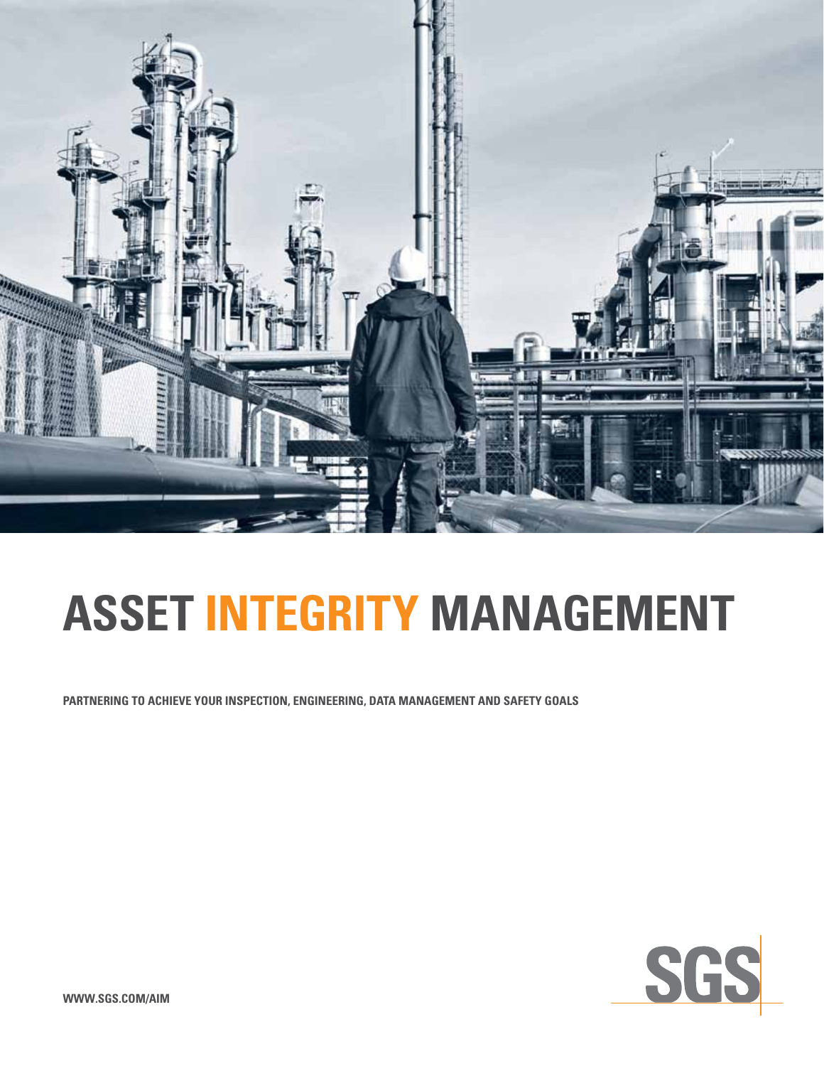# ASSET INTEGRITY MANAGEMENT

**PARTNERING TO ACHIEVE YOUR INSPECTION, ENGINEERING, DATA MANAGEMENT AND SAFETY GOALS**

**WWW.SGS.COM/AIM**

SGS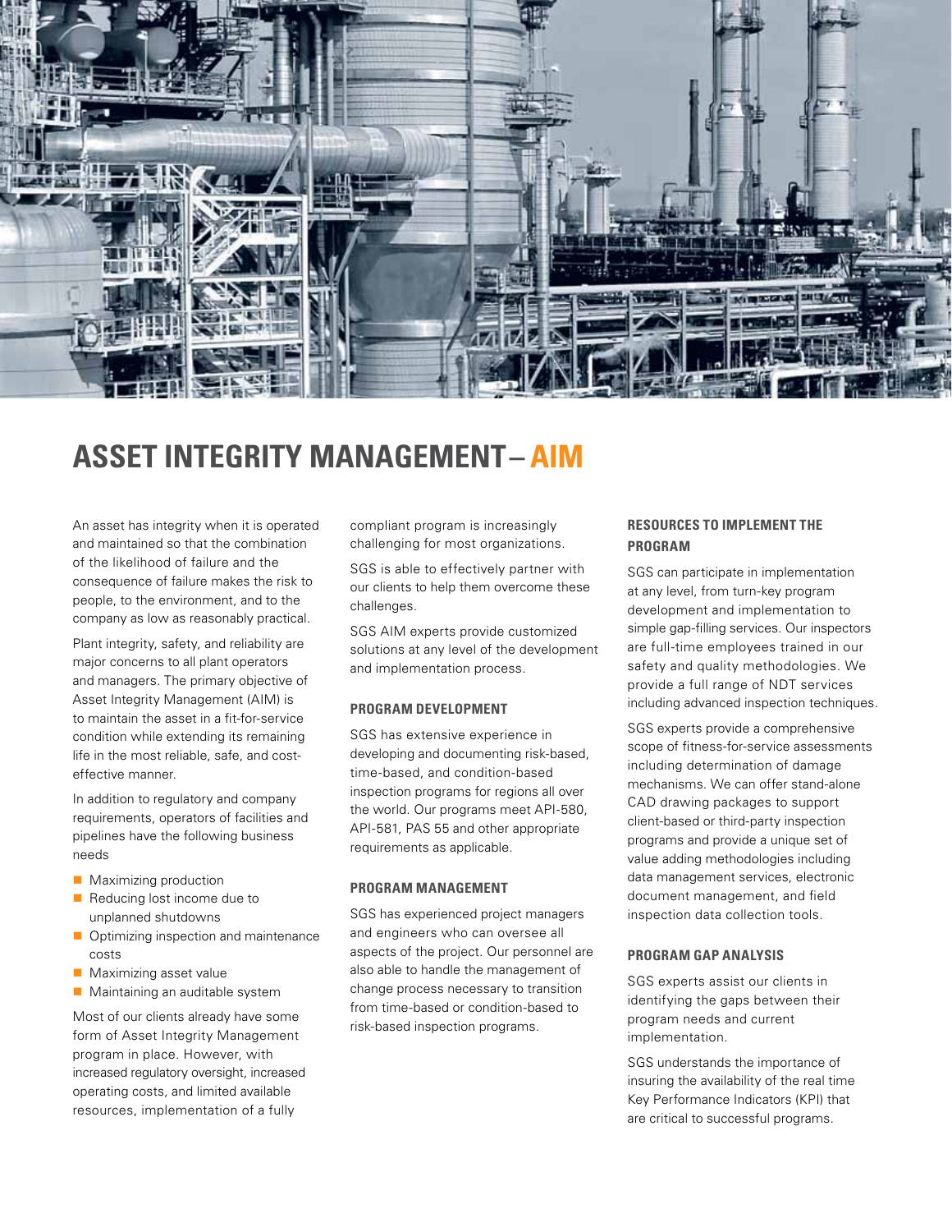# ASSET INTEGRITY MANAGEMENT – AIM

An asset has integrity when it is operated and maintained so that the combination of the likelihood of failure and the consequence of failure makes the risk to people, to the environment, and to the company as low as reasonably practical.

Plant integrity, safety, and reliability are major concerns to all plant operators and managers. The primary objective of Asset Integrity Management (AIM) is to maintain the asset in a fit-for-service condition while extending its remaining life in the most reliable, safe, and cost-effective manner.

In addition to regulatory and company requirements, operators of facilities and pipelines have the following business needs

- Maximizing production
- Reducing lost income due to unplanned shutdowns
- Optimizing inspection and maintenance costs
- Maximizing asset value
- Maintaining an auditable system

Most of our clients already have some form of Asset Integrity Management program in place. However, with increased regulatory oversight, increased operating costs, and limited available resources, implementation of a fully compliant program is increasingly challenging for most organizations.

SGS is able to effectively partner with our clients to help them overcome these challenges.

SGS AIM experts provide customized solutions at any level of the development and implementation process.

### PROGRAM DEVELOPMENT

SGS has extensive experience in developing and documenting risk-based, time-based, and condition-based inspection programs for regions all over the world. Our programs meet API-580, API-581, PAS 55 and other appropriate requirements as applicable.

### PROGRAM MANAGEMENT

SGS has experienced project managers and engineers who can oversee all aspects of the project. Our personnel are also able to handle the management of change process necessary to transition from time-based or condition-based to risk-based inspection programs.

### RESOURCES TO IMPLEMENT THE PROGRAM

SGS can participate in implementation at any level, from turn-key program development and implementation to simple gap-filling services. Our inspectors are full-time employees trained in our safety and quality methodologies. We provide a full range of NDT services including advanced inspection techniques.

SGS experts provide a comprehensive scope of fitness-for-service assessments including determination of damage mechanisms. We can offer stand-alone CAD drawing packages to support client-based or third-party inspection programs and provide a unique set of value adding methodologies including data management services, electronic document management, and field inspection data collection tools.

### PROGRAM GAP ANALYSIS

SGS experts assist our clients in identifying the gaps between their program needs and current implementation.

SGS understands the importance of insuring the availability of the real time Key Performance Indicators (KPI) that are critical to successful programs.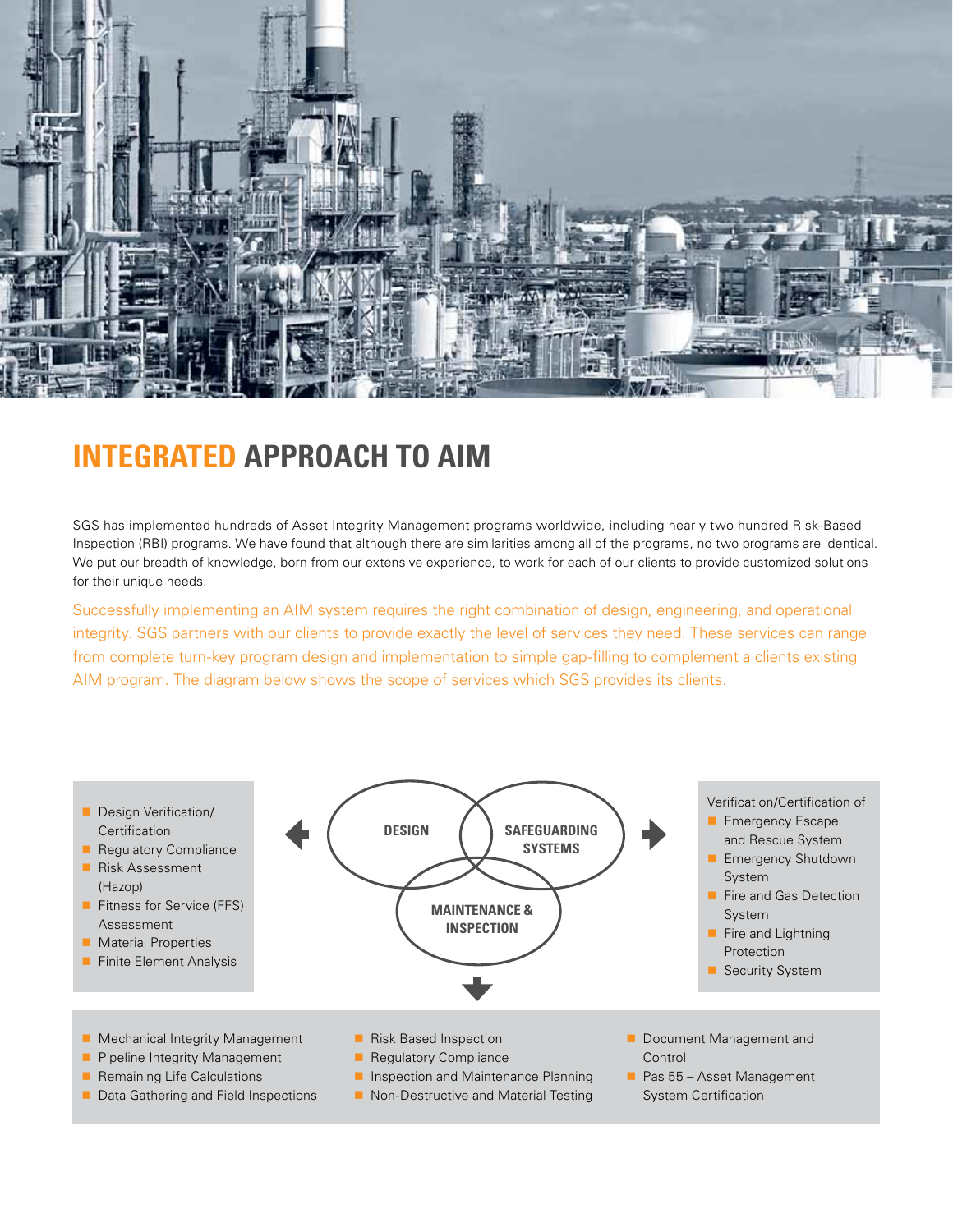## INTEGRATED APPROACH TO AIM

SGS has implemented hundreds of Asset Integrity Management programs worldwide, including nearly two hundred Risk-Based Inspection (RBI) programs. We have found that although there are similarities among all of the programs, no two programs are identical. We put our breadth of knowledge, born from our extensive experience, to work for each of our clients to provide customized solutions for their unique needs.

Successfully implementing an AIM system requires the right combination of design, engineering, and operational integrity. SGS partners with our clients to provide exactly the level of services they need. These services can range from complete turn-key program design and implementation to simple gap-filling to complement a clients existing AIM program. The diagram below shows the scope of services which SGS provides its clients.

**DESIGN**

- Design Verification/ Certification
- Regulatory Compliance
- Risk Assessment (Hazop)
- Fitness for Service (FFS) Assessment
- Material Properties
- Finite Element Analysis

**SAFEGUARDING SYSTEMS**

Verification/Certification of

- Emergency Escape and Rescue System
- Emergency Shutdown System
- Fire and Gas Detection System
- Fire and Lightning Protection
- Security System

**MAINTENANCE & INSPECTION**

- Mechanical Integrity Management
- Pipeline Integrity Management
- Remaining Life Calculations
- Data Gathering and Field Inspections
- Risk Based Inspection
- Regulatory Compliance
- Inspection and Maintenance Planning
- Non-Destructive and Material Testing
- Document Management and Control
- Pas 55 – Asset Management System Certification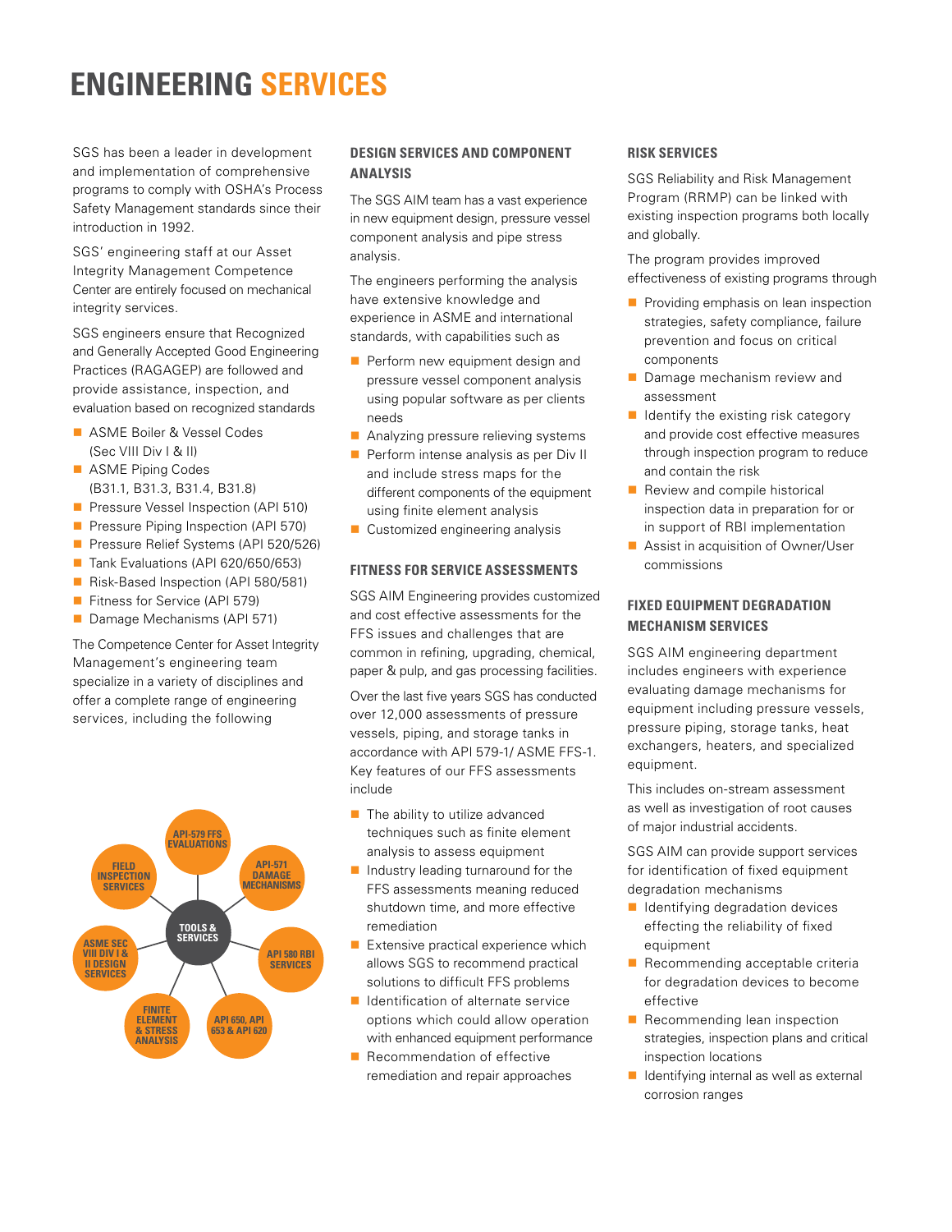# ENGINEERING SERVICES

SGS has been a leader in development and implementation of comprehensive programs to comply with OSHA's Process Safety Management standards since their introduction in 1992.

SGS' engineering staff at our Asset Integrity Management Competence Center are entirely focused on mechanical integrity services.

SGS engineers ensure that Recognized and Generally Accepted Good Engineering Practices (RAGAGEP) are followed and provide assistance, inspection, and evaluation based on recognized standards

- ASME Boiler & Vessel Codes (Sec VIII Div I & II)
- ASME Piping Codes (B31.1, B31.3, B31.4, B31.8)
- Pressure Vessel Inspection (API 510)
- Pressure Piping Inspection (API 570)
- Pressure Relief Systems (API 520/526)
- Tank Evaluations (API 620/650/653)
- Risk-Based Inspection (API 580/581)
- Fitness for Service (API 579)
- Damage Mechanisms (API 571)

The Competence Center for Asset Integrity Management's engineering team specialize in a variety of disciplines and offer a complete range of engineering services, including the following

TOOLS & SERVICES: API-579 FFS EVALUATIONS; API-571 DAMAGE MECHANISMS; API 580 RBI SERVICES; API 650, API 653 & API 620; FINITE ELEMENT & STRESS ANALYSIS; ASME SEC VIII DIV I & II DESIGN SERVICES; FIELD INSPECTION SERVICES

## DESIGN SERVICES AND COMPONENT ANALYSIS

The SGS AIM team has a vast experience in new equipment design, pressure vessel component analysis and pipe stress analysis.

The engineers performing the analysis have extensive knowledge and experience in ASME and international standards, with capabilities such as

- Perform new equipment design and pressure vessel component analysis using popular software as per clients needs
- Analyzing pressure relieving systems
- Perform intense analysis as per Div II and include stress maps for the different components of the equipment using finite element analysis
- Customized engineering analysis

## FITNESS FOR SERVICE ASSESSMENTS

SGS AIM Engineering provides customized and cost effective assessments for the FFS issues and challenges that are common in refining, upgrading, chemical, paper & pulp, and gas processing facilities.

Over the last five years SGS has conducted over 12,000 assessments of pressure vessels, piping, and storage tanks in accordance with API 579-1/ ASME FFS-1. Key features of our FFS assessments include

- The ability to utilize advanced techniques such as finite element analysis to assess equipment
- Industry leading turnaround for the FFS assessments meaning reduced shutdown time, and more effective remediation
- Extensive practical experience which allows SGS to recommend practical solutions to difficult FFS problems
- Identification of alternate service options which could allow operation with enhanced equipment performance
- Recommendation of effective remediation and repair approaches

## RISK SERVICES

SGS Reliability and Risk Management Program (RRMP) can be linked with existing inspection programs both locally and globally.

The program provides improved effectiveness of existing programs through

- Providing emphasis on lean inspection strategies, safety compliance, failure prevention and focus on critical components
- Damage mechanism review and assessment
- Identify the existing risk category and provide cost effective measures through inspection program to reduce and contain the risk
- Review and compile historical inspection data in preparation for or in support of RBI implementation
- Assist in acquisition of Owner/User commissions

## FIXED EQUIPMENT DEGRADATION MECHANISM SERVICES

SGS AIM engineering department includes engineers with experience evaluating damage mechanisms for equipment including pressure vessels, pressure piping, storage tanks, heat exchangers, heaters, and specialized equipment.

This includes on-stream assessment as well as investigation of root causes of major industrial accidents.

SGS AIM can provide support services for identification of fixed equipment degradation mechanisms

- Identifying degradation devices effecting the reliability of fixed equipment
- Recommending acceptable criteria for degradation devices to become effective
- Recommending lean inspection strategies, inspection plans and critical inspection locations
- Identifying internal as well as external corrosion ranges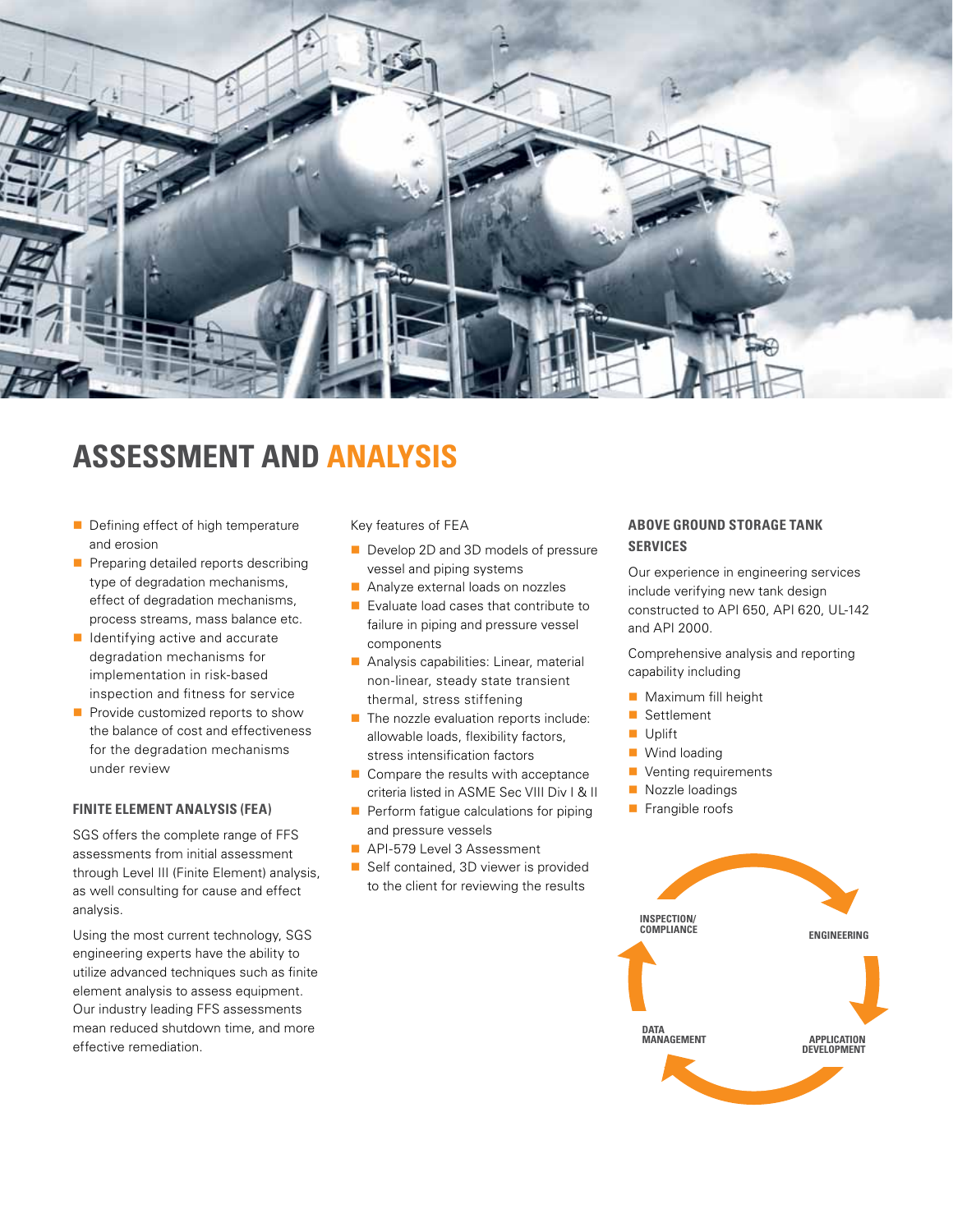# ASSESSMENT AND ANALYSIS

- Defining effect of high temperature and erosion
- Preparing detailed reports describing type of degradation mechanisms, effect of degradation mechanisms, process streams, mass balance etc.
- Identifying active and accurate degradation mechanisms for implementation in risk-based inspection and fitness for service
- Provide customized reports to show the balance of cost and effectiveness for the degradation mechanisms under review

### FINITE ELEMENT ANALYSIS (FEA)

SGS offers the complete range of FFS assessments from initial assessment through Level III (Finite Element) analysis, as well consulting for cause and effect analysis.

Using the most current technology, SGS engineering experts have the ability to utilize advanced techniques such as finite element analysis to assess equipment. Our industry leading FFS assessments mean reduced shutdown time, and more effective remediation.

Key features of FEA

- Develop 2D and 3D models of pressure vessel and piping systems
- Analyze external loads on nozzles
- Evaluate load cases that contribute to failure in piping and pressure vessel components
- Analysis capabilities: Linear, material non-linear, steady state transient thermal, stress stiffening
- The nozzle evaluation reports include: allowable loads, flexibility factors, stress intensification factors
- Compare the results with acceptance criteria listed in ASME Sec VIII Div I & II
- Perform fatigue calculations for piping and pressure vessels
- API-579 Level 3 Assessment
- Self contained, 3D viewer is provided to the client for reviewing the results

### ABOVE GROUND STORAGE TANK SERVICES

Our experience in engineering services include verifying new tank design constructed to API 650, API 620, UL-142 and API 2000.

Comprehensive analysis and reporting capability including

- Maximum fill height
- Settlement
- Uplift
- Wind loading
- Venting requirements
- Nozzle loadings
- Frangible roofs

INSPECTION/ COMPLIANCE

ENGINEERING

APPLICATION DEVELOPMENT

DATA MANAGEMENT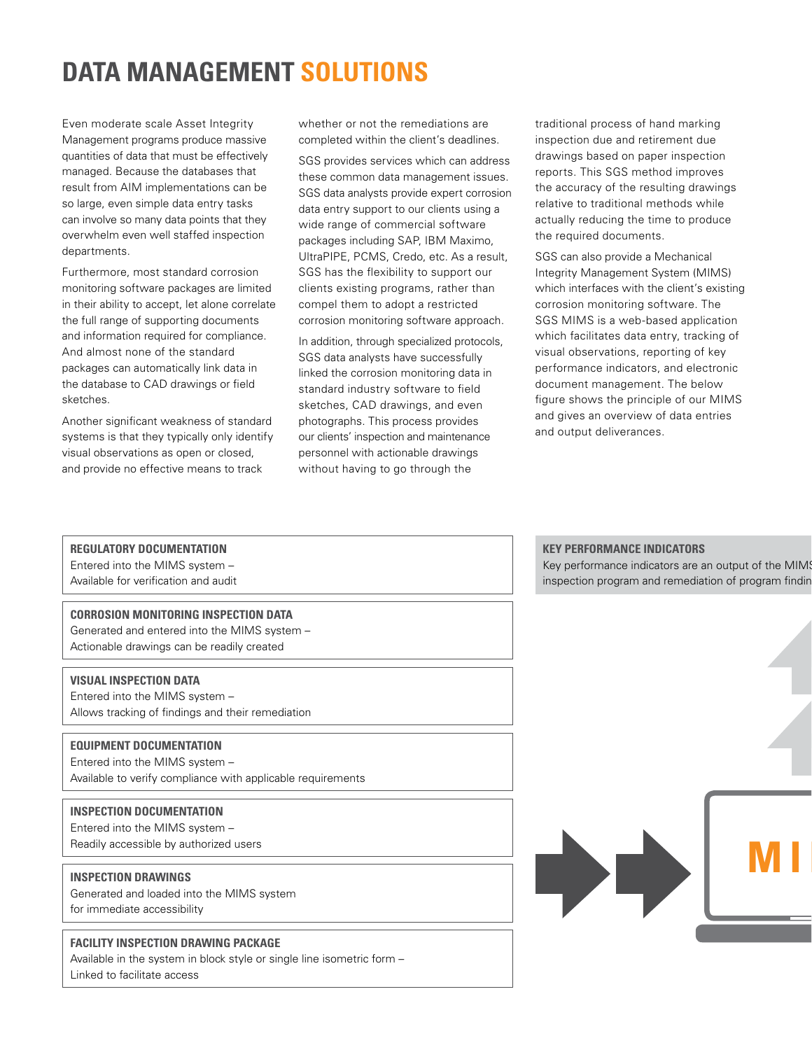# DATA MANAGEMENT SOLUTIONS

Even moderate scale Asset Integrity Management programs produce massive quantities of data that must be effectively managed. Because the databases that result from AIM implementations can be so large, even simple data entry tasks can involve so many data points that they overwhelm even well staffed inspection departments.

Furthermore, most standard corrosion monitoring software packages are limited in their ability to accept, let alone correlate the full range of supporting documents and information required for compliance. And almost none of the standard packages can automatically link data in the database to CAD drawings or field sketches.

Another significant weakness of standard systems is that they typically only identify visual observations as open or closed, and provide no effective means to track whether or not the remediations are completed within the client's deadlines.

SGS provides services which can address these common data management issues. SGS data analysts provide expert corrosion data entry support to our clients using a wide range of commercial software packages including SAP, IBM Maximo, UltraPIPE, PCMS, Credo, etc. As a result, SGS has the flexibility to support our clients existing programs, rather than compel them to adopt a restricted corrosion monitoring software approach.

In addition, through specialized protocols, SGS data analysts have successfully linked the corrosion monitoring data in standard industry software to field sketches, CAD drawings, and even photographs. This process provides our clients' inspection and maintenance personnel with actionable drawings without having to go through the traditional process of hand marking inspection due and retirement due drawings based on paper inspection reports. This SGS method improves the accuracy of the resulting drawings relative to traditional methods while actually reducing the time to produce the required documents.

SGS can also provide a Mechanical Integrity Management System (MIMS) which interfaces with the client's existing corrosion monitoring software. The SGS MIMS is a web-based application which facilitates data entry, tracking of visual observations, reporting of key performance indicators, and electronic document management. The below figure shows the principle of our MIMS and gives an overview of data entries and output deliverances.

**REGULATORY DOCUMENTATION**
Entered into the MIMS system –
Available for verification and audit

**CORROSION MONITORING INSPECTION DATA**
Generated and entered into the MIMS system –
Actionable drawings can be readily created

**VISUAL INSPECTION DATA**
Entered into the MIMS system –
Allows tracking of findings and their remediation

**EQUIPMENT DOCUMENTATION**
Entered into the MIMS system –
Available to verify compliance with applicable requirements

**INSPECTION DOCUMENTATION**
Entered into the MIMS system –
Readily accessible by authorized users

**INSPECTION DRAWINGS**
Generated and loaded into the MIMS system
for immediate accessibility

**FACILITY INSPECTION DRAWING PACKAGE**
Available in the system in block style or single line isometric form –
Linked to facilitate access

**KEY PERFORMANCE INDICATORS**
Key performance indicators are an output of the MIMS
inspection program and remediation of program findin

MI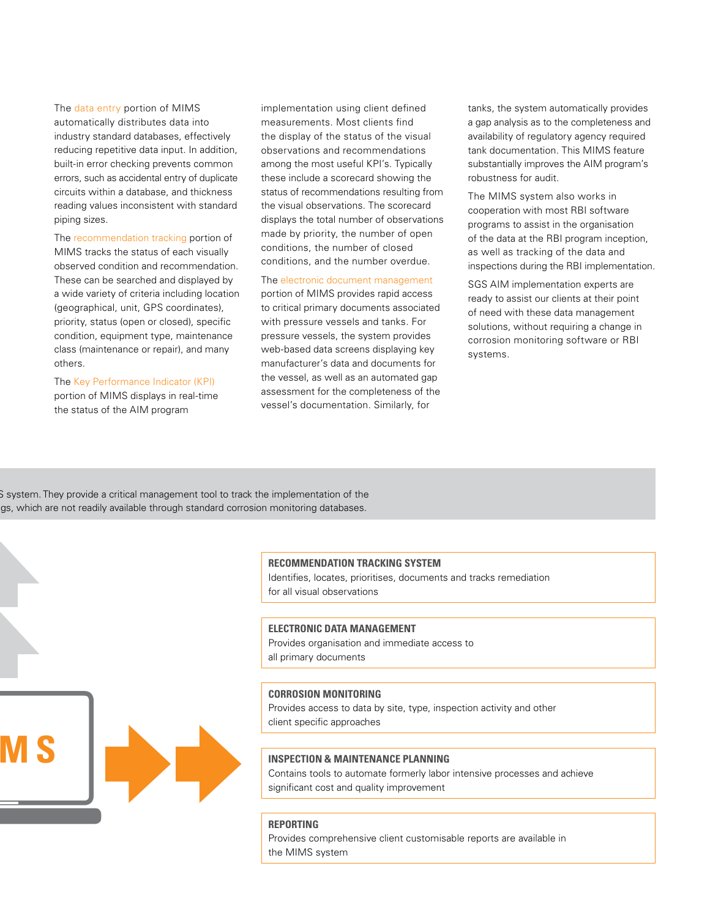The data entry portion of MIMS automatically distributes data into industry standard databases, effectively reducing repetitive data input. In addition, built-in error checking prevents common errors, such as accidental entry of duplicate circuits within a database, and thickness reading values inconsistent with standard piping sizes.

The recommendation tracking portion of MIMS tracks the status of each visually observed condition and recommendation. These can be searched and displayed by a wide variety of criteria including location (geographical, unit, GPS coordinates), priority, status (open or closed), specific condition, equipment type, maintenance class (maintenance or repair), and many others.

The Key Performance Indicator (KPI) portion of MIMS displays in real-time the status of the AIM program implementation using client defined measurements. Most clients find the display of the status of the visual observations and recommendations among the most useful KPI's. Typically these include a scorecard showing the status of recommendations resulting from the visual observations. The scorecard displays the total number of observations made by priority, the number of open conditions, the number of closed conditions, and the number overdue.

The electronic document management portion of MIMS provides rapid access to critical primary documents associated with pressure vessels and tanks. For pressure vessels, the system provides web-based data screens displaying key manufacturer's data and documents for the vessel, as well as an automated gap assessment for the completeness of the vessel's documentation. Similarly, for tanks, the system automatically provides a gap analysis as to the completeness and availability of regulatory agency required tank documentation. This MIMS feature substantially improves the AIM program's robustness for audit.

The MIMS system also works in cooperation with most RBI software programs to assist in the organisation of the data at the RBI program inception, as well as tracking of the data and inspections during the RBI implementation.

SGS AIM implementation experts are ready to assist our clients at their point of need with these data management solutions, without requiring a change in corrosion monitoring software or RBI systems.

S system. They provide a critical management tool to track the implementation of the gs, which are not readily available through standard corrosion monitoring databases.

**RECOMMENDATION TRACKING SYSTEM**
Identifies, locates, prioritises, documents and tracks remediation for all visual observations

**ELECTRONIC DATA MANAGEMENT**
Provides organisation and immediate access to all primary documents

**CORROSION MONITORING**
Provides access to data by site, type, inspection activity and other client specific approaches

**INSPECTION & MAINTENANCE PLANNING**
Contains tools to automate formerly labor intensive processes and achieve significant cost and quality improvement

**REPORTING**
Provides comprehensive client customisable reports are available in the MIMS system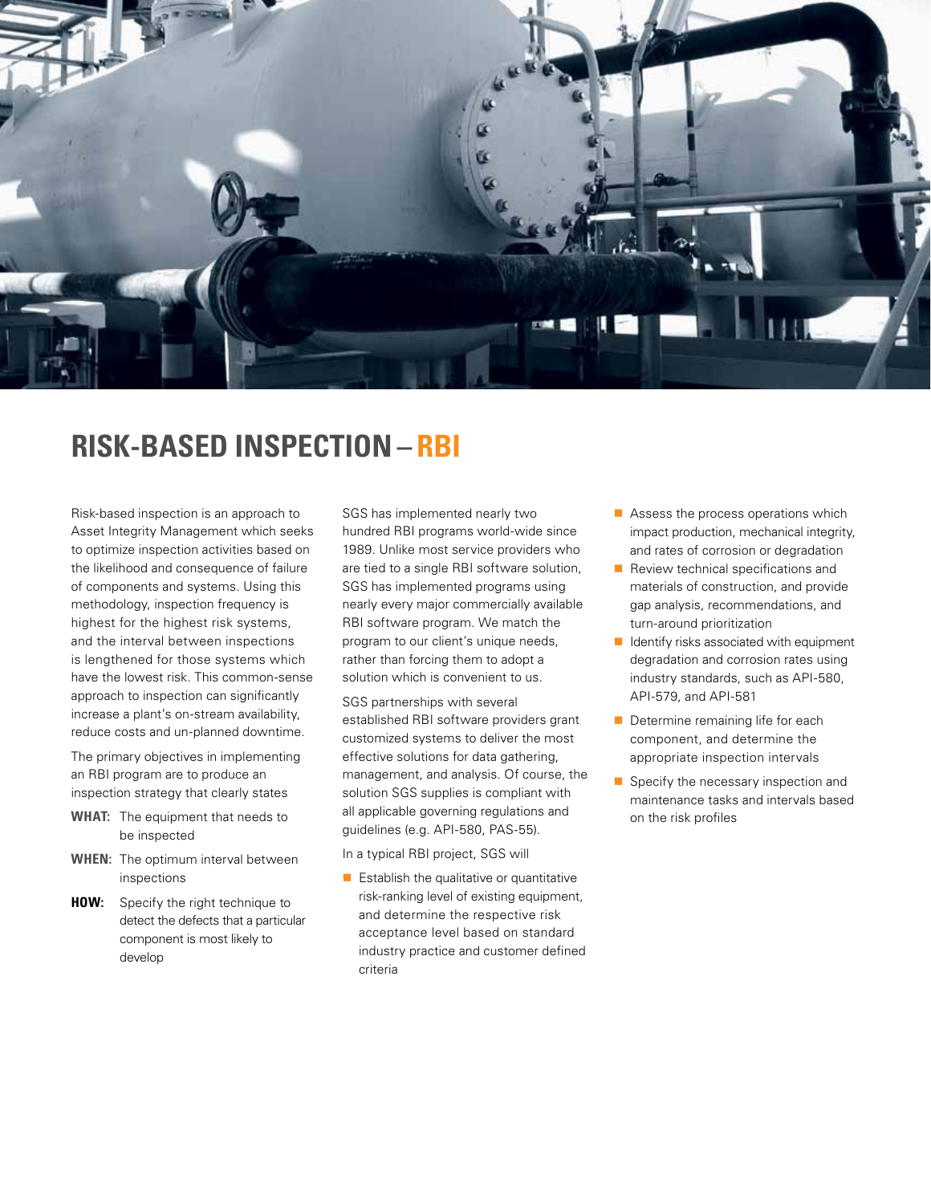# RISK-BASED INSPECTION – RBI

Risk-based inspection is an approach to Asset Integrity Management which seeks to optimize inspection activities based on the likelihood and consequence of failure of components and systems. Using this methodology, inspection frequency is highest for the highest risk systems, and the interval between inspections is lengthened for those systems which have the lowest risk. This common-sense approach to inspection can significantly increase a plant's on-stream availability, reduce costs and un-planned downtime.

The primary objectives in implementing an RBI program are to produce an inspection strategy that clearly states

**WHAT:** The equipment that needs to be inspected

**WHEN:** The optimum interval between inspections

**HOW:** Specify the right technique to detect the defects that a particular component is most likely to develop

SGS has implemented nearly two hundred RBI programs world-wide since 1989. Unlike most service providers who are tied to a single RBI software solution, SGS has implemented programs using nearly every major commercially available RBI software program. We match the program to our client's unique needs, rather than forcing them to adopt a solution which is convenient to us.

SGS partnerships with several established RBI software providers grant customized systems to deliver the most effective solutions for data gathering, management, and analysis. Of course, the solution SGS supplies is compliant with all applicable governing regulations and guidelines (e.g. API-580, PAS-55).

In a typical RBI project, SGS will

- Establish the qualitative or quantitative risk-ranking level of existing equipment, and determine the respective risk acceptance level based on standard industry practice and customer defined criteria
- Assess the process operations which impact production, mechanical integrity, and rates of corrosion or degradation
- Review technical specifications and materials of construction, and provide gap analysis, recommendations, and turn-around prioritization
- Identify risks associated with equipment degradation and corrosion rates using industry standards, such as API-580, API-579, and API-581
- Determine remaining life for each component, and determine the appropriate inspection intervals
- Specify the necessary inspection and maintenance tasks and intervals based on the risk profiles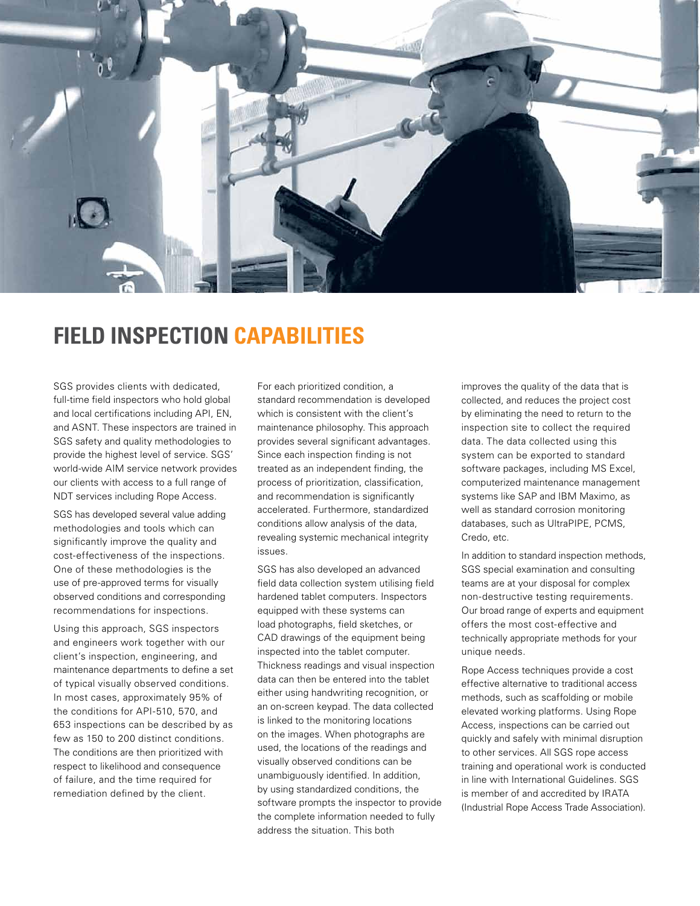# FIELD INSPECTION CAPABILITIES

SGS provides clients with dedicated, full-time field inspectors who hold global and local certifications including API, EN, and ASNT. These inspectors are trained in SGS safety and quality methodologies to provide the highest level of service. SGS' world-wide AIM service network provides our clients with access to a full range of NDT services including Rope Access.

SGS has developed several value adding methodologies and tools which can significantly improve the quality and cost-effectiveness of the inspections. One of these methodologies is the use of pre-approved terms for visually observed conditions and corresponding recommendations for inspections.

Using this approach, SGS inspectors and engineers work together with our client's inspection, engineering, and maintenance departments to define a set of typical visually observed conditions. In most cases, approximately 95% of the conditions for API-510, 570, and 653 inspections can be described by as few as 150 to 200 distinct conditions. The conditions are then prioritized with respect to likelihood and consequence of failure, and the time required for remediation defined by the client.

For each prioritized condition, a standard recommendation is developed which is consistent with the client's maintenance philosophy. This approach provides several significant advantages. Since each inspection finding is not treated as an independent finding, the process of prioritization, classification, and recommendation is significantly accelerated. Furthermore, standardized conditions allow analysis of the data, revealing systemic mechanical integrity issues.

SGS has also developed an advanced field data collection system utilising field hardened tablet computers. Inspectors equipped with these systems can load photographs, field sketches, or CAD drawings of the equipment being inspected into the tablet computer. Thickness readings and visual inspection data can then be entered into the tablet either using handwriting recognition, or an on-screen keypad. The data collected is linked to the monitoring locations on the images. When photographs are used, the locations of the readings and visually observed conditions can be unambiguously identified. In addition, by using standardized conditions, the software prompts the inspector to provide the complete information needed to fully address the situation. This both improves the quality of the data that is collected, and reduces the project cost by eliminating the need to return to the inspection site to collect the required data. The data collected using this system can be exported to standard software packages, including MS Excel, computerized maintenance management systems like SAP and IBM Maximo, as well as standard corrosion monitoring databases, such as UltraPIPE, PCMS, Credo, etc.

In addition to standard inspection methods, SGS special examination and consulting teams are at your disposal for complex non-destructive testing requirements. Our broad range of experts and equipment offers the most cost-effective and technically appropriate methods for your unique needs.

Rope Access techniques provide a cost effective alternative to traditional access methods, such as scaffolding or mobile elevated working platforms. Using Rope Access, inspections can be carried out quickly and safely with minimal disruption to other services. All SGS rope access training and operational work is conducted in line with International Guidelines. SGS is member of and accredited by IRATA (Industrial Rope Access Trade Association).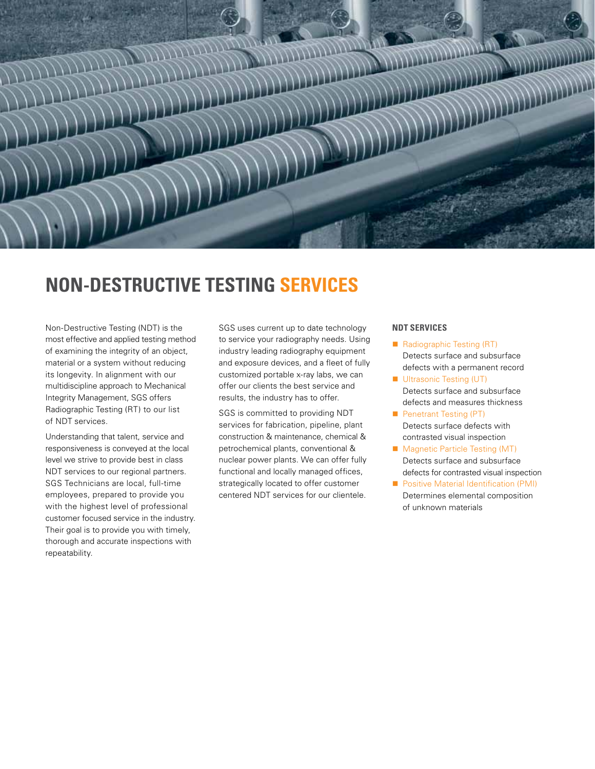# NON-DESTRUCTIVE TESTING SERVICES

Non-Destructive Testing (NDT) is the most effective and applied testing method of examining the integrity of an object, material or a system without reducing its longevity. In alignment with our multidiscipline approach to Mechanical Integrity Management, SGS offers Radiographic Testing (RT) to our list of NDT services.

Understanding that talent, service and responsiveness is conveyed at the local level we strive to provide best in class NDT services to our regional partners. SGS Technicians are local, full-time employees, prepared to provide you with the highest level of professional customer focused service in the industry. Their goal is to provide you with timely, thorough and accurate inspections with repeatability.

SGS uses current up to date technology to service your radiography needs. Using industry leading radiography equipment and exposure devices, and a fleet of fully customized portable x-ray labs, we can offer our clients the best service and results, the industry has to offer.

SGS is committed to providing NDT services for fabrication, pipeline, plant construction & maintenance, chemical & petrochemical plants, conventional & nuclear power plants. We can offer fully functional and locally managed offices, strategically located to offer customer centered NDT services for our clientele.

### NDT SERVICES

- Radiographic Testing (RT)
  Detects surface and subsurface defects with a permanent record
- Ultrasonic Testing (UT)
  Detects surface and subsurface defects and measures thickness
- Penetrant Testing (PT)
  Detects surface defects with contrasted visual inspection
- Magnetic Particle Testing (MT)
  Detects surface and subsurface defects for contrasted visual inspection
- Positive Material Identification (PMI)
  Determines elemental composition of unknown materials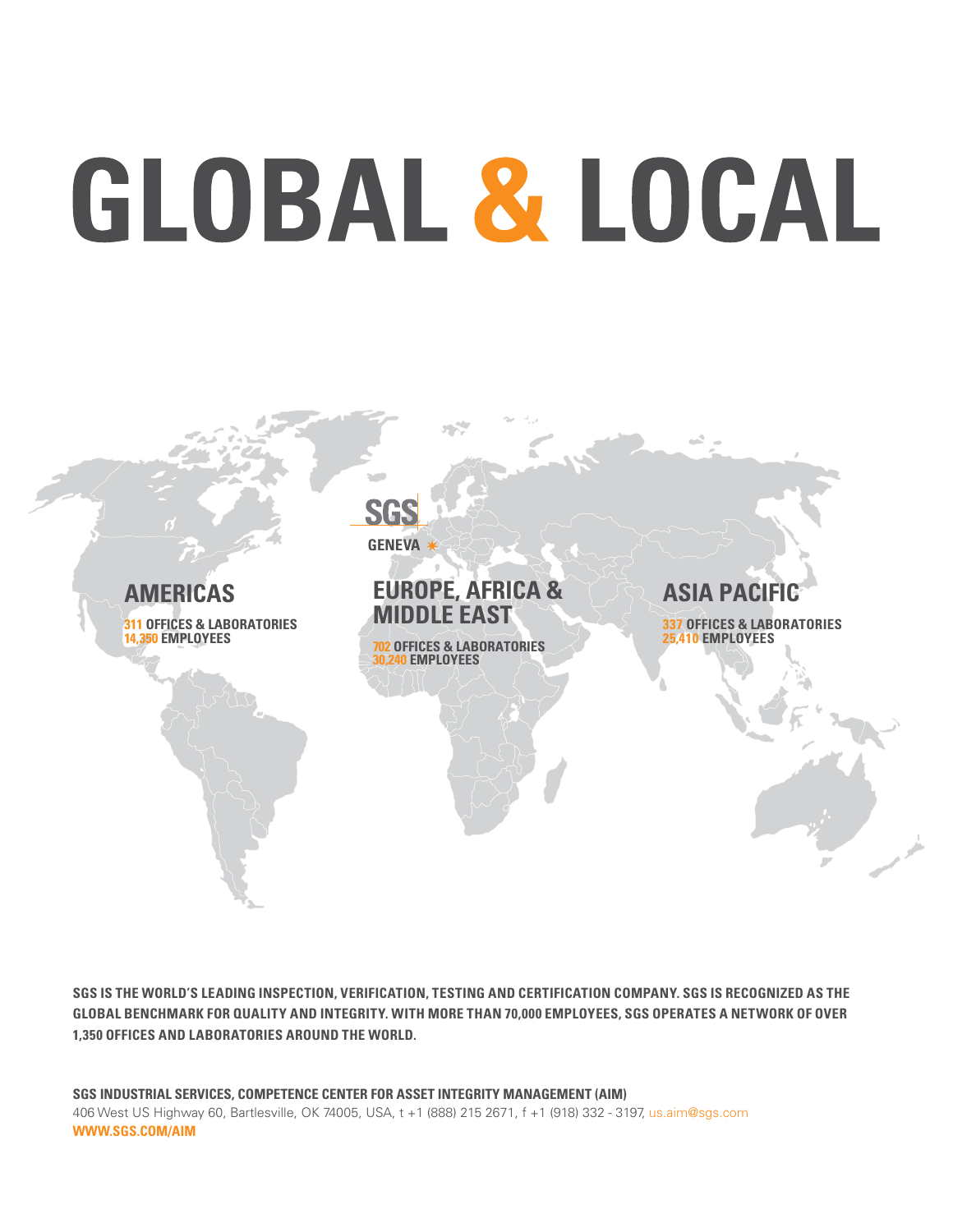# GLOBAL & LOCAL

**SGS**

**GENEVA** *

## AMERICAS

**311 OFFICES & LABORATORIES**
**14,350 EMPLOYEES**

## EUROPE, AFRICA & MIDDLE EAST

**702 OFFICES & LABORATORIES**
**30,240 EMPLOYEES**

## ASIA PACIFIC

**337 OFFICES & LABORATORIES**
**25,410 EMPLOYEES**

**SGS IS THE WORLD'S LEADING INSPECTION, VERIFICATION, TESTING AND CERTIFICATION COMPANY. SGS IS RECOGNIZED AS THE GLOBAL BENCHMARK FOR QUALITY AND INTEGRITY. WITH MORE THAN 70,000 EMPLOYEES, SGS OPERATES A NETWORK OF OVER 1,350 OFFICES AND LABORATORIES AROUND THE WORLD.**

**SGS INDUSTRIAL SERVICES, COMPETENCE CENTER FOR ASSET INTEGRITY MANAGEMENT (AIM)**
406 West US Highway 60, Bartlesville, OK 74005, USA, t +1 (888) 215 2671, f +1 (918) 332 - 3197, us.aim@sgs.com
**WWW.SGS.COM/AIM**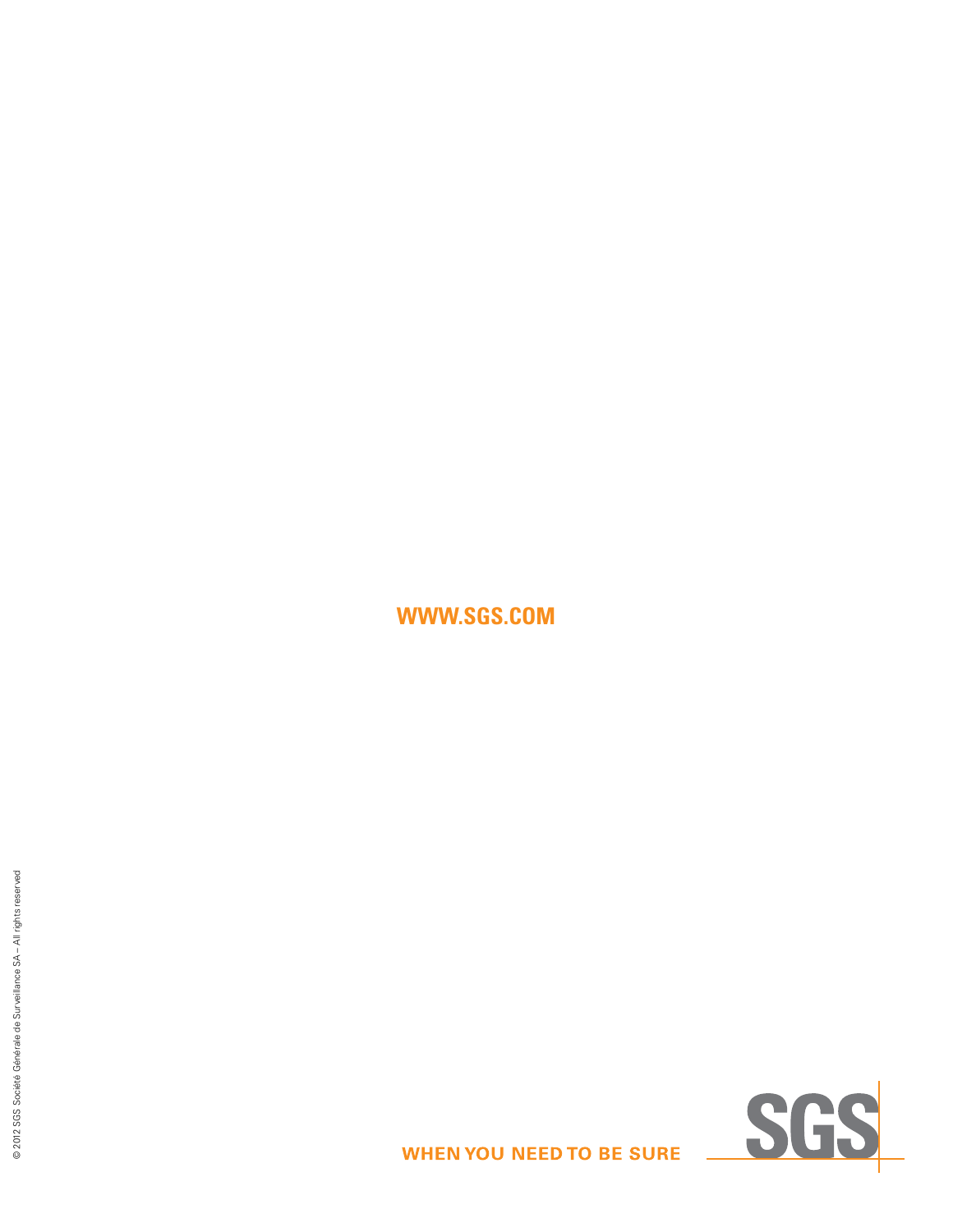WWW.SGS.COM

© 2012 SGS Société Générale de Surveillance SA – All rights reserved

WHEN YOU NEED TO BE SURE

SGS